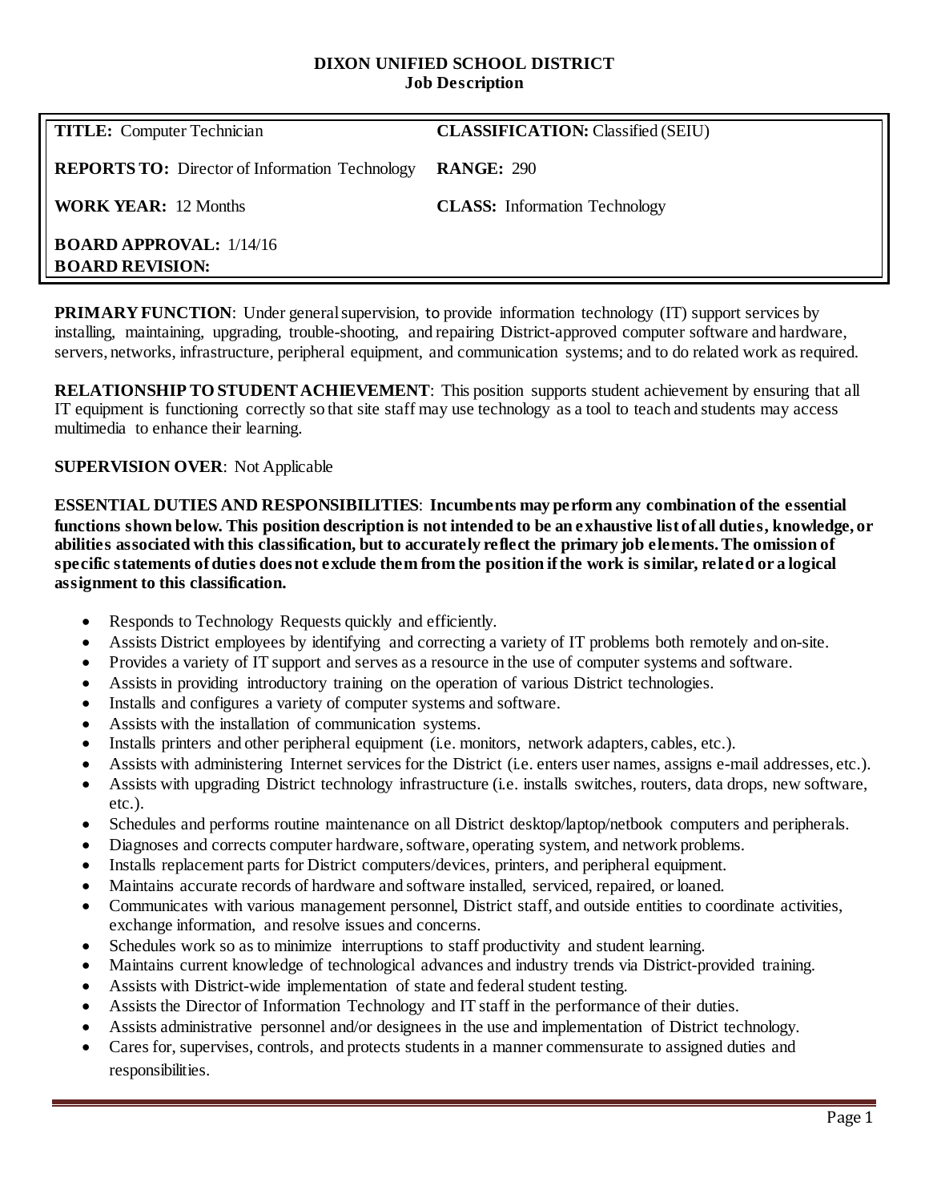# DIXON UNIFIED SCHOOL DISTRICT
## Job Description

| | |
|---|---|
| **TITLE:** Computer Technician | **CLASSIFICATION:** Classified (SEIU) |
| **REPORTS TO:** Director of Information Technology | **RANGE:** 290 |
| **WORK YEAR:** 12 Months | **CLASS:** Information Technology |
| **BOARD APPROVAL:** 1/14/16<br>**BOARD REVISION:** | |

**PRIMARY FUNCTION**: Under general supervision, to provide information technology (IT) support services by installing, maintaining, upgrading, trouble-shooting, and repairing District-approved computer software and hardware, servers, networks, infrastructure, peripheral equipment, and communication systems; and to do related work as required.

**RELATIONSHIP TO STUDENT ACHIEVEMENT**: This position supports student achievement by ensuring that all IT equipment is functioning correctly so that site staff may use technology as a tool to teach and students may access multimedia to enhance their learning.

**SUPERVISION OVER**: Not Applicable

**ESSENTIAL DUTIES AND RESPONSIBILITIES**: **Incumbents may perform any combination of the essential functions shown below. This position description is not intended to be an exhaustive list of all duties, knowledge, or abilities associated with this classification, but to accurately reflect the primary job elements. The omission of specific statements of duties does not exclude them from the position if the work is similar, related or a logical assignment to this classification.**

- Responds to Technology Requests quickly and efficiently.
- Assists District employees by identifying and correcting a variety of IT problems both remotely and on-site.
- Provides a variety of IT support and serves as a resource in the use of computer systems and software.
- Assists in providing introductory training on the operation of various District technologies.
- Installs and configures a variety of computer systems and software.
- Assists with the installation of communication systems.
- Installs printers and other peripheral equipment (i.e. monitors, network adapters, cables, etc.).
- Assists with administering Internet services for the District (i.e. enters user names, assigns e-mail addresses, etc.).
- Assists with upgrading District technology infrastructure (i.e. installs switches, routers, data drops, new software, etc.).
- Schedules and performs routine maintenance on all District desktop/laptop/netbook computers and peripherals.
- Diagnoses and corrects computer hardware, software, operating system, and network problems.
- Installs replacement parts for District computers/devices, printers, and peripheral equipment.
- Maintains accurate records of hardware and software installed, serviced, repaired, or loaned.
- Communicates with various management personnel, District staff, and outside entities to coordinate activities, exchange information, and resolve issues and concerns.
- Schedules work so as to minimize interruptions to staff productivity and student learning.
- Maintains current knowledge of technological advances and industry trends via District-provided training.
- Assists with District-wide implementation of state and federal student testing.
- Assists the Director of Information Technology and IT staff in the performance of their duties.
- Assists administrative personnel and/or designees in the use and implementation of District technology.
- Cares for, supervises, controls, and protects students in a manner commensurate to assigned duties and responsibilities.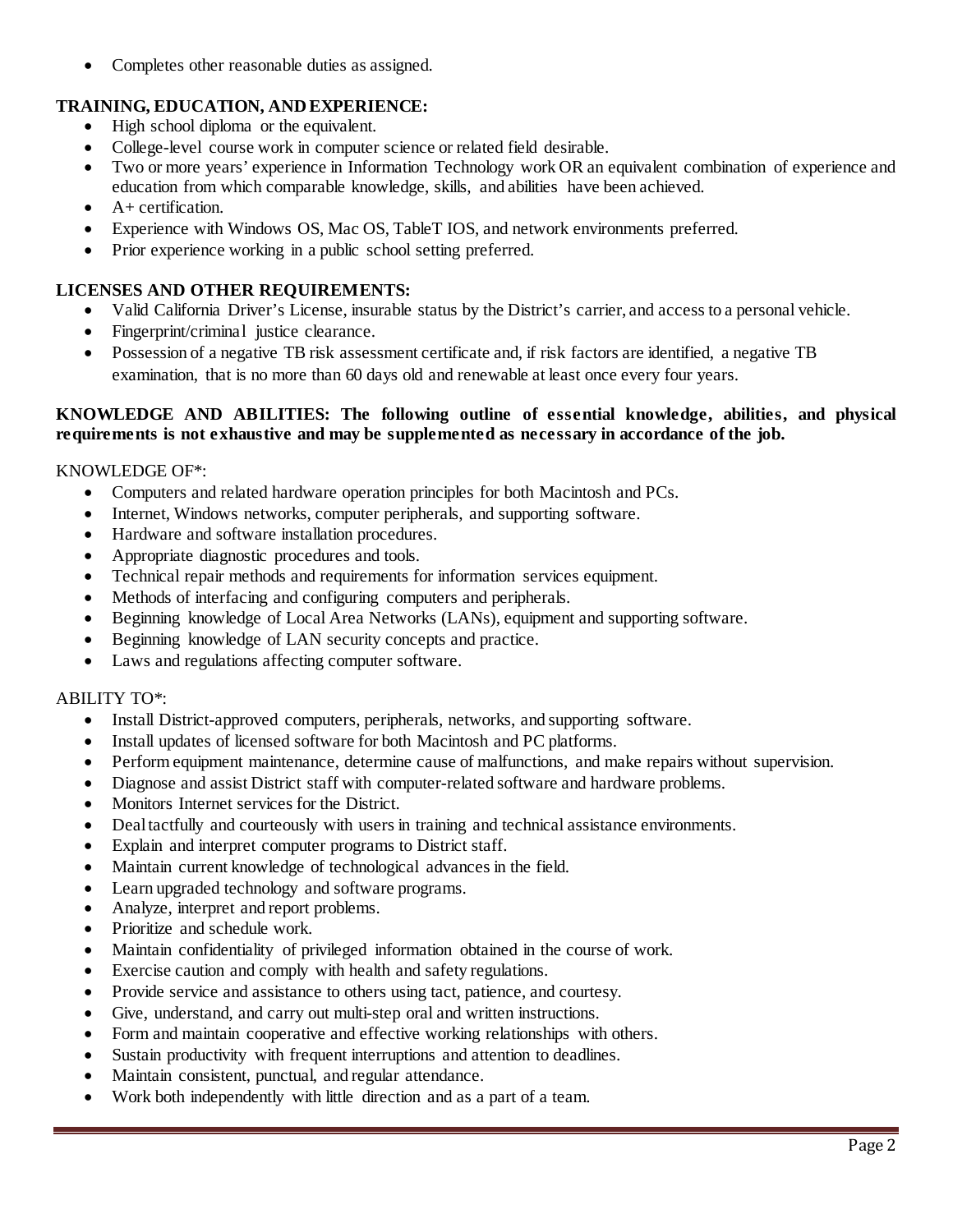- Completes other reasonable duties as assigned.

**TRAINING, EDUCATION, AND EXPERIENCE:**

- High school diploma or the equivalent.
- College-level course work in computer science or related field desirable.
- Two or more years' experience in Information Technology work OR an equivalent combination of experience and education from which comparable knowledge, skills, and abilities have been achieved.
- A+ certification.
- Experience with Windows OS, Mac OS, TableT IOS, and network environments preferred.
- Prior experience working in a public school setting preferred.

**LICENSES AND OTHER REQUIREMENTS:**

- Valid California Driver's License, insurable status by the District's carrier, and access to a personal vehicle.
- Fingerprint/criminal justice clearance.
- Possession of a negative TB risk assessment certificate and, if risk factors are identified, a negative TB examination, that is no more than 60 days old and renewable at least once every four years.

**KNOWLEDGE AND ABILITIES: The following outline of essential knowledge, abilities, and physical requirements is not exhaustive and may be supplemented as necessary in accordance of the job.**

KNOWLEDGE OF*:

- Computers and related hardware operation principles for both Macintosh and PCs.
- Internet, Windows networks, computer peripherals, and supporting software.
- Hardware and software installation procedures.
- Appropriate diagnostic procedures and tools.
- Technical repair methods and requirements for information services equipment.
- Methods of interfacing and configuring computers and peripherals.
- Beginning knowledge of Local Area Networks (LANs), equipment and supporting software.
- Beginning knowledge of LAN security concepts and practice.
- Laws and regulations affecting computer software.

ABILITY TO*:

- Install District-approved computers, peripherals, networks, and supporting software.
- Install updates of licensed software for both Macintosh and PC platforms.
- Perform equipment maintenance, determine cause of malfunctions, and make repairs without supervision.
- Diagnose and assist District staff with computer-related software and hardware problems.
- Monitors Internet services for the District.
- Deal tactfully and courteously with users in training and technical assistance environments.
- Explain and interpret computer programs to District staff.
- Maintain current knowledge of technological advances in the field.
- Learn upgraded technology and software programs.
- Analyze, interpret and report problems.
- Prioritize and schedule work.
- Maintain confidentiality of privileged information obtained in the course of work.
- Exercise caution and comply with health and safety regulations.
- Provide service and assistance to others using tact, patience, and courtesy.
- Give, understand, and carry out multi-step oral and written instructions.
- Form and maintain cooperative and effective working relationships with others.
- Sustain productivity with frequent interruptions and attention to deadlines.
- Maintain consistent, punctual, and regular attendance.
- Work both independently with little direction and as a part of a team.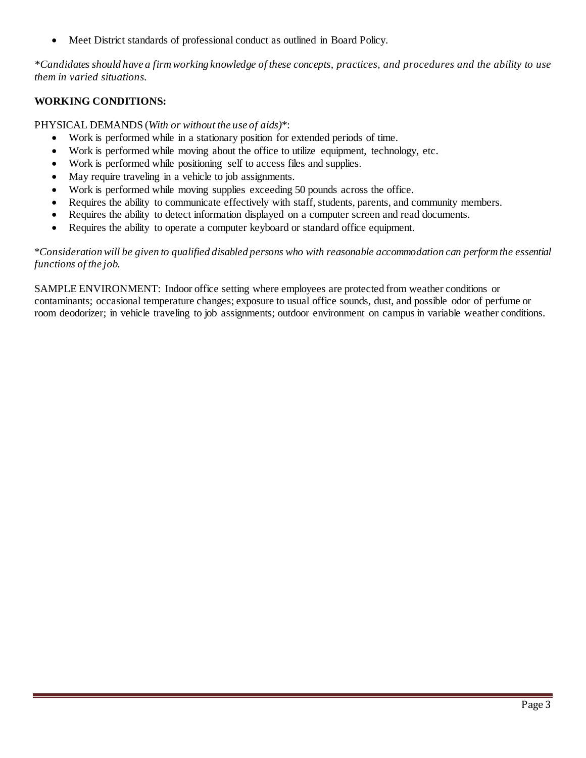- Meet District standards of professional conduct as outlined in Board Policy.

*\*Candidates should have a firm working knowledge of these concepts, practices, and procedures and the ability to use them in varied situations.*

**WORKING CONDITIONS:**

PHYSICAL DEMANDS (*With or without the use of aids)*\*:

- Work is performed while in a stationary position for extended periods of time.
- Work is performed while moving about the office to utilize equipment, technology, etc.
- Work is performed while positioning self to access files and supplies.
- May require traveling in a vehicle to job assignments.
- Work is performed while moving supplies exceeding 50 pounds across the office.
- Requires the ability to communicate effectively with staff, students, parents, and community members.
- Requires the ability to detect information displayed on a computer screen and read documents.
- Requires the ability to operate a computer keyboard or standard office equipment.

*\*Consideration will be given to qualified disabled persons who with reasonable accommodation can perform the essential functions of the job.*

SAMPLE ENVIRONMENT: Indoor office setting where employees are protected from weather conditions or contaminants; occasional temperature changes; exposure to usual office sounds, dust, and possible odor of perfume or room deodorizer; in vehicle traveling to job assignments; outdoor environment on campus in variable weather conditions.